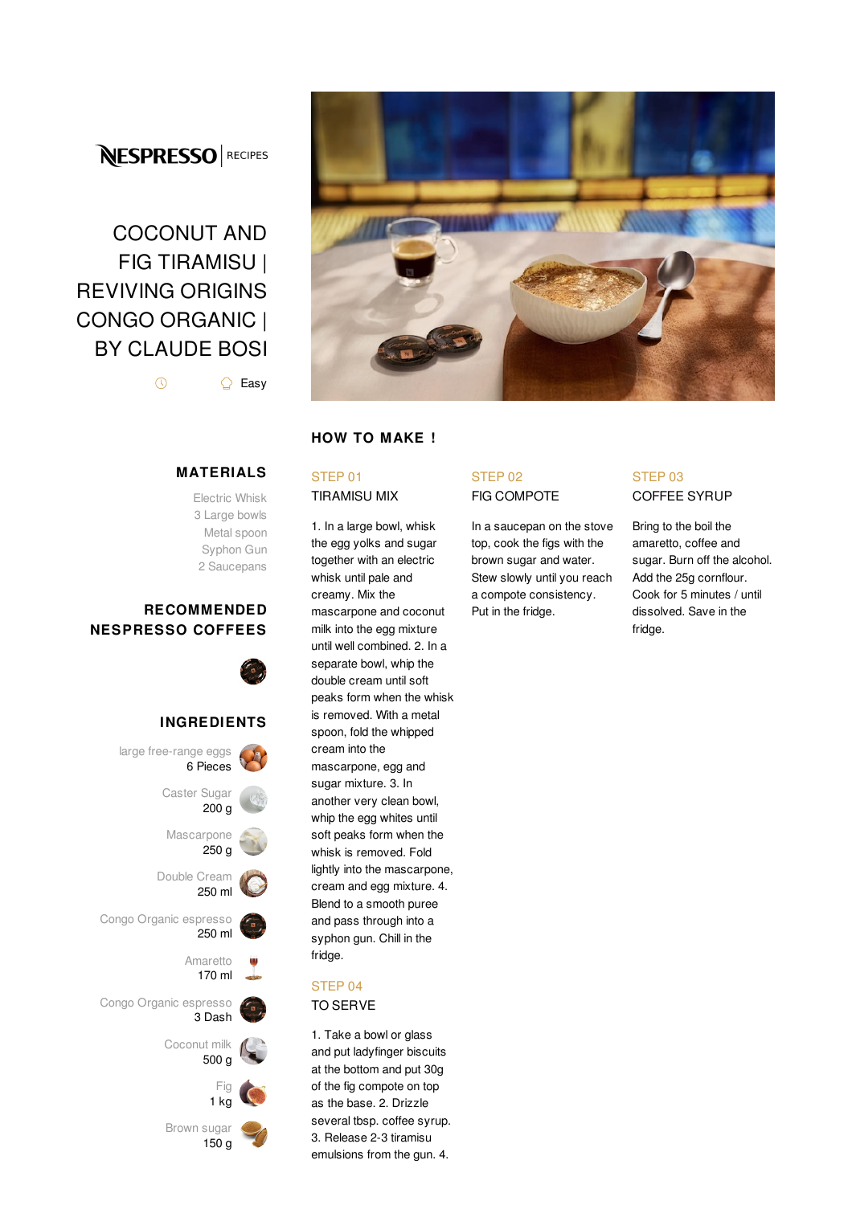NESPRESSO | RECIPES

# COCONUT AND FIG TIRAMISU | REVIVING ORIGINS CONGO ORGANIC | BY CLAUDE BOSI

Easy

## MATERIALS

Electric Whisk
3 Large bowls
Metal spoon
Syphon Gun
2 Saucepans

## RECOMMENDED NESPRESSO COFFEES

## INGREDIENTS

large free-range eggs
6 Pieces

Caster Sugar
200 g

Mascarpone
250 g

Double Cream
250 ml

Congo Organic espresso
250 ml

Amaretto
170 ml

Congo Organic espresso
3 Dash

Coconut milk
500 g

Fig
1 kg

Brown sugar
150 g

## HOW TO MAKE !

### STEP 01
TIRAMISU MIX

1. In a large bowl, whisk the egg yolks and sugar together with an electric whisk until pale and creamy. Mix the mascarpone and coconut milk into the egg mixture until well combined. 2. In a separate bowl, whip the double cream until soft peaks form when the whisk is removed. With a metal spoon, fold the whipped cream into the mascarpone, egg and sugar mixture. 3. In another very clean bowl, whip the egg whites until soft peaks form when the whisk is removed. Fold lightly into the mascarpone, cream and egg mixture. 4. Blend to a smooth puree and pass through into a syphon gun. Chill in the fridge.

### STEP 02
FIG COMPOTE

In a saucepan on the stove top, cook the figs with the brown sugar and water. Stew slowly until you reach a compote consistency. Put in the fridge.

### STEP 03
COFFEE SYRUP

Bring to the boil the amaretto, coffee and sugar. Burn off the alcohol. Add the 25g cornflour. Cook for 5 minutes / until dissolved. Save in the fridge.

### STEP 04
TO SERVE

1. Take a bowl or glass and put ladyfinger biscuits at the bottom and put 30g of the fig compote on top as the base. 2. Drizzle several tbsp. coffee syrup. 3. Release 2-3 tiramisu emulsions from the gun. 4.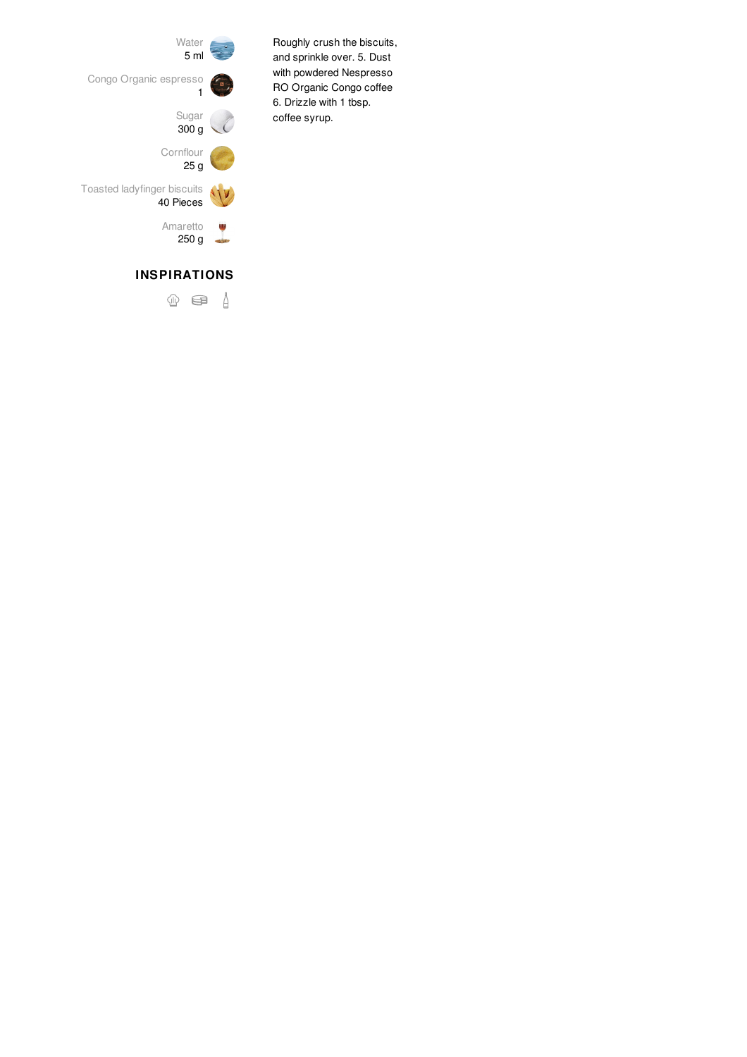Water
5 ml

Congo Organic espresso
1

Sugar
300 g

Cornflour
25 g

Toasted ladyfinger biscuits
40 Pieces

Amaretto
250 g

## INSPIRATIONS

Roughly crush the biscuits, and sprinkle over. 5. Dust with powdered Nespresso RO Organic Congo coffee 6. Drizzle with 1 tbsp. coffee syrup.